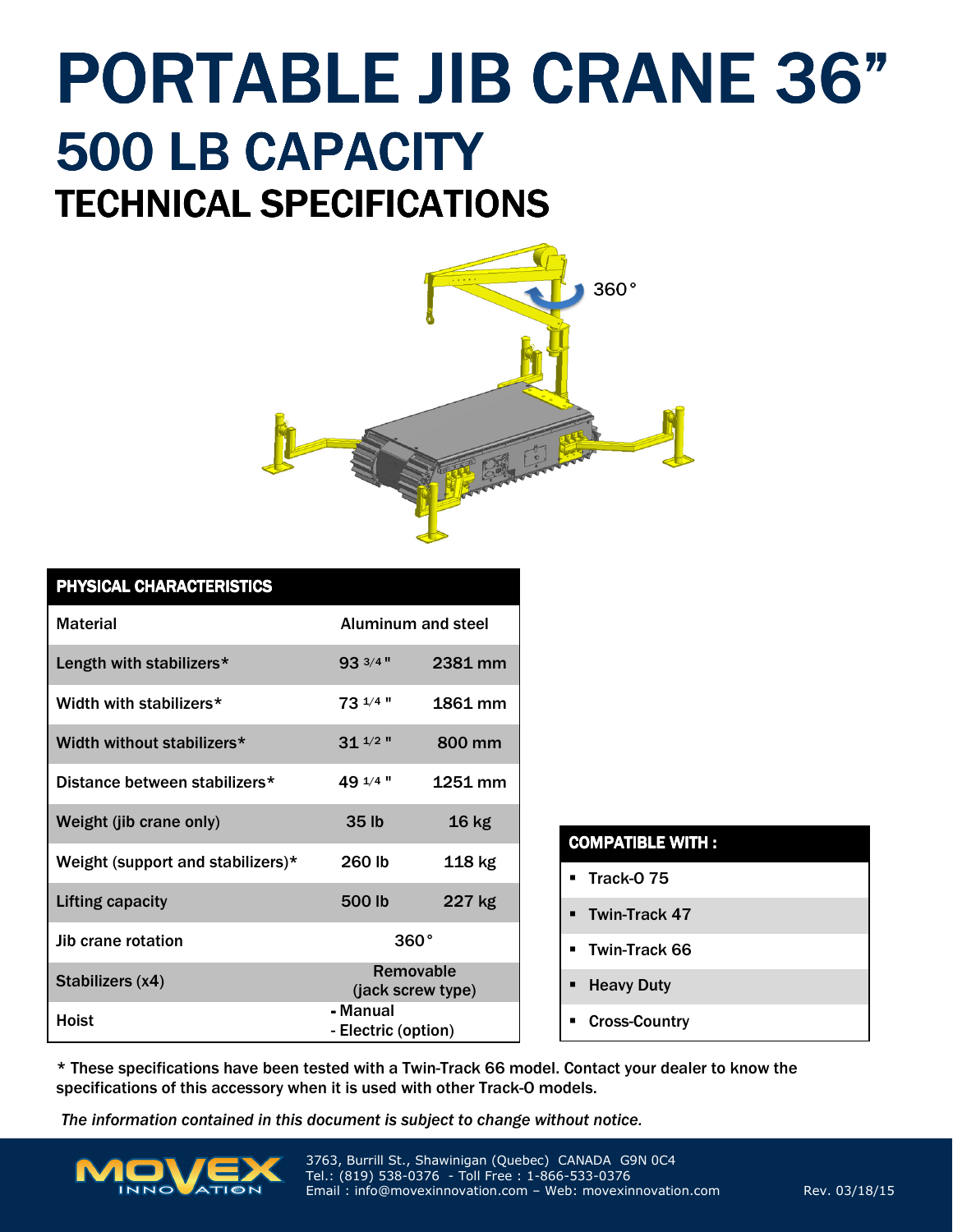# PORTABLE JIB CRANE 36"

## 500 LB CAPACITY

## TECHNICAL SPECIFICATIONS

360°

| PHYSICAL CHARACTERISTICS | | |
|---|---|---|
| Material | Aluminum and steel | |
| Length with stabilizers* | 93 3/4 " | 2381 mm |
| Width with stabilizers* | 73 1/4 " | 1861 mm |
| Width without stabilizers* | 31 1/2 " | 800 mm |
| Distance between stabilizers* | 49 1/4 " | 1251 mm |
| Weight (jib crane only) | 35 lb | 16 kg |
| Weight (support and stabilizers)* | 260 lb | 118 kg |
| Lifting capacity | 500 lb | 227 kg |
| Jib crane rotation | 360° | |
| Stabilizers (x4) | Removable (jack screw type) | |
| Hoist | - Manual<br>- Electric (option) | |

| COMPATIBLE WITH : |
|---|
| ▪ Track-O 75 |
| ▪ Twin-Track 47 |
| ▪ Twin-Track 66 |
| ▪ Heavy Duty |
| ▪ Cross-Country |

* These specifications have been tested with a Twin-Track 66 model. Contact your dealer to know the specifications of this accessory when it is used with other Track-O models.

*The information contained in this document is subject to change without notice.*

MOVEX INNOVATION

3763, Burrill St., Shawinigan (Quebec) CANADA G9N 0C4
Tel.: (819) 538-0376 - Toll Free : 1-866-533-0376
Email : info@movexinnovation.com – Web: movexinnovation.com

Rev. 03/18/15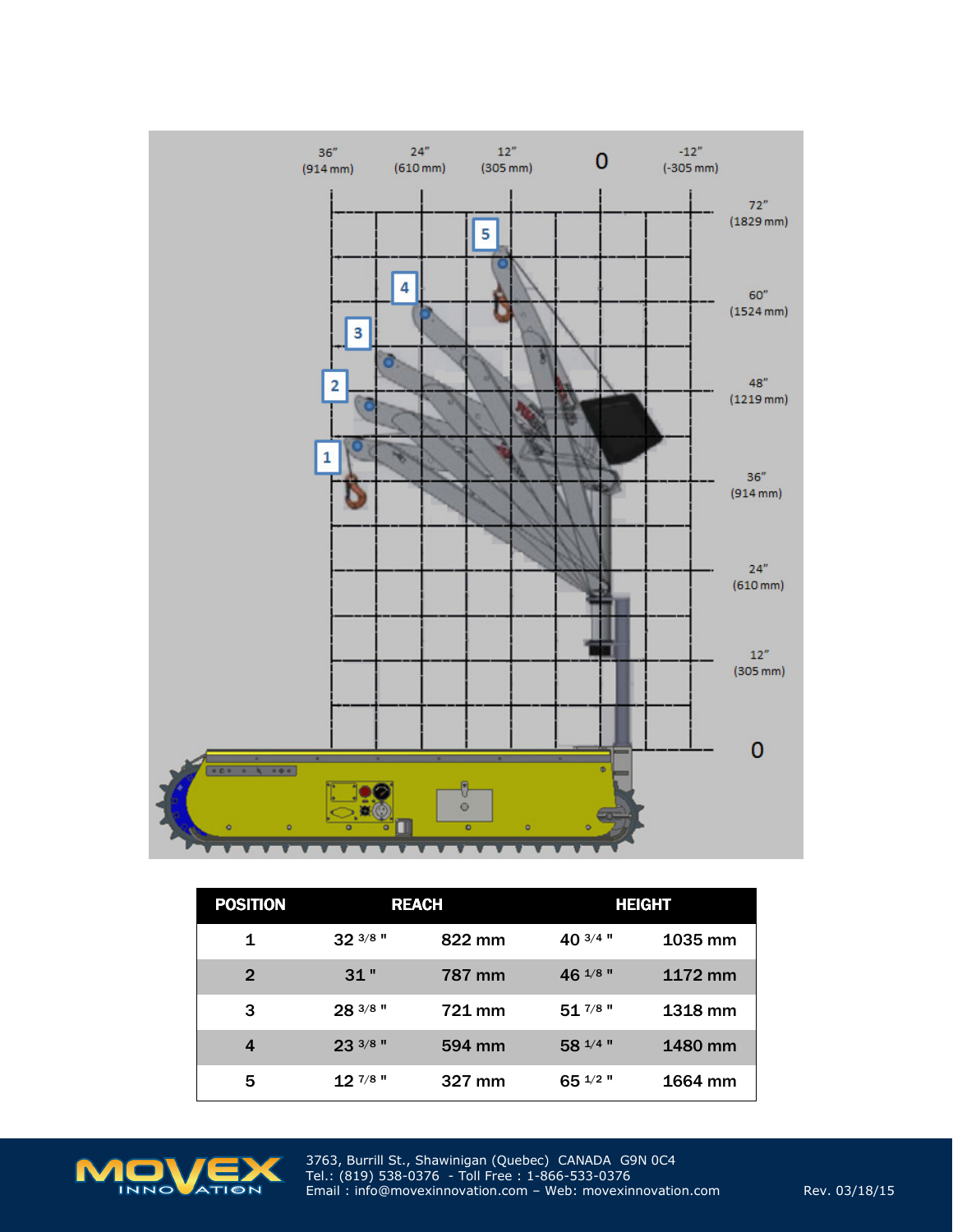36″
(914 mm)

24″
(610 mm)

12″
(305 mm)

0

-12″
(-305 mm)

72″
(1829 mm)

60″
(1524 mm)

48″
(1219 mm)

36″
(914 mm)

24″
(610 mm)

12″
(305 mm)

0

1

2

3

4

5

| POSITION | REACH | | HEIGHT | |
|---|---|---|---|---|
| 1 | 32 3/8 " | 822 mm | 40 3/4 " | 1035 mm |
| 2 | 31 " | 787 mm | 46 1/8 " | 1172 mm |
| 3 | 28 3/8 " | 721 mm | 51 7/8 " | 1318 mm |
| 4 | 23 3/8 " | 594 mm | 58 1/4 " | 1480 mm |
| 5 | 12 7/8 " | 327 mm | 65 1/2 " | 1664 mm |

MOVEX INNOVATION

3763, Burrill St., Shawinigan (Quebec) CANADA G9N 0C4
Tel.: (819) 538-0376 - Toll Free : 1-866-533-0376
Email : info@movexinnovation.com – Web: movexinnovation.com

Rev. 03/18/15